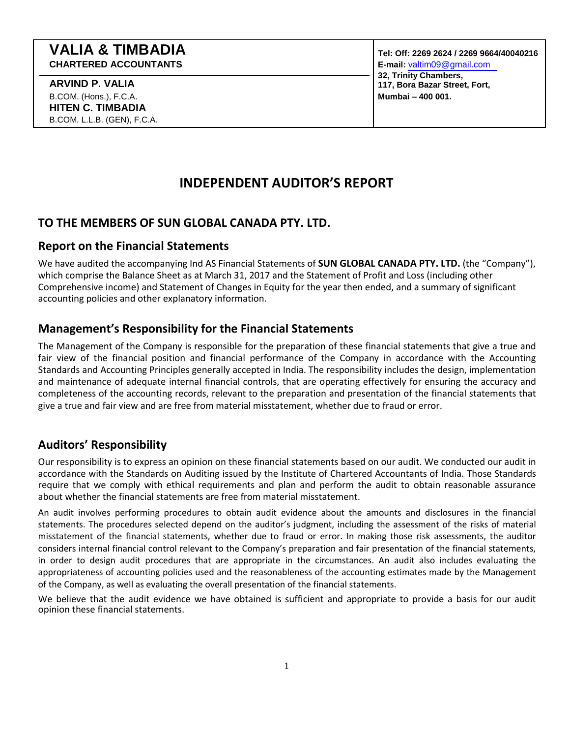# VALIA & TIMBADIA

**CHARTERED ACCOUNTANTS**

**ARVIND P. VALIA**
B.COM. (Hons.), F.C.A.
**HITEN C. TIMBADIA**
B.COM. L.L.B. (GEN), F.C.A.

**Tel: Off: 2269 2624 / 2269 9664/40040216**
**E-mail:** valtim09@gmail.com
**32, Trinity Chambers,**
**117, Bora Bazar Street, Fort,**
**Mumbai – 400 001.**

# INDEPENDENT AUDITOR'S REPORT

## TO THE MEMBERS OF SUN GLOBAL CANADA PTY. LTD.

## Report on the Financial Statements

We have audited the accompanying Ind AS Financial Statements of **SUN GLOBAL CANADA PTY. LTD.** (the "Company"), which comprise the Balance Sheet as at March 31, 2017 and the Statement of Profit and Loss (including other Comprehensive income) and Statement of Changes in Equity for the year then ended, and a summary of significant accounting policies and other explanatory information.

## Management's Responsibility for the Financial Statements

The Management of the Company is responsible for the preparation of these financial statements that give a true and fair view of the financial position and financial performance of the Company in accordance with the Accounting Standards and Accounting Principles generally accepted in India. The responsibility includes the design, implementation and maintenance of adequate internal financial controls, that are operating effectively for ensuring the accuracy and completeness of the accounting records, relevant to the preparation and presentation of the financial statements that give a true and fair view and are free from material misstatement, whether due to fraud or error.

## Auditors' Responsibility

Our responsibility is to express an opinion on these financial statements based on our audit. We conducted our audit in accordance with the Standards on Auditing issued by the Institute of Chartered Accountants of India. Those Standards require that we comply with ethical requirements and plan and perform the audit to obtain reasonable assurance about whether the financial statements are free from material misstatement.

An audit involves performing procedures to obtain audit evidence about the amounts and disclosures in the financial statements. The procedures selected depend on the auditor's judgment, including the assessment of the risks of material misstatement of the financial statements, whether due to fraud or error. In making those risk assessments, the auditor considers internal financial control relevant to the Company's preparation and fair presentation of the financial statements, in order to design audit procedures that are appropriate in the circumstances. An audit also includes evaluating the appropriateness of accounting policies used and the reasonableness of the accounting estimates made by the Management of the Company, as well as evaluating the overall presentation of the financial statements.

We believe that the audit evidence we have obtained is sufficient and appropriate to provide a basis for our audit opinion these financial statements.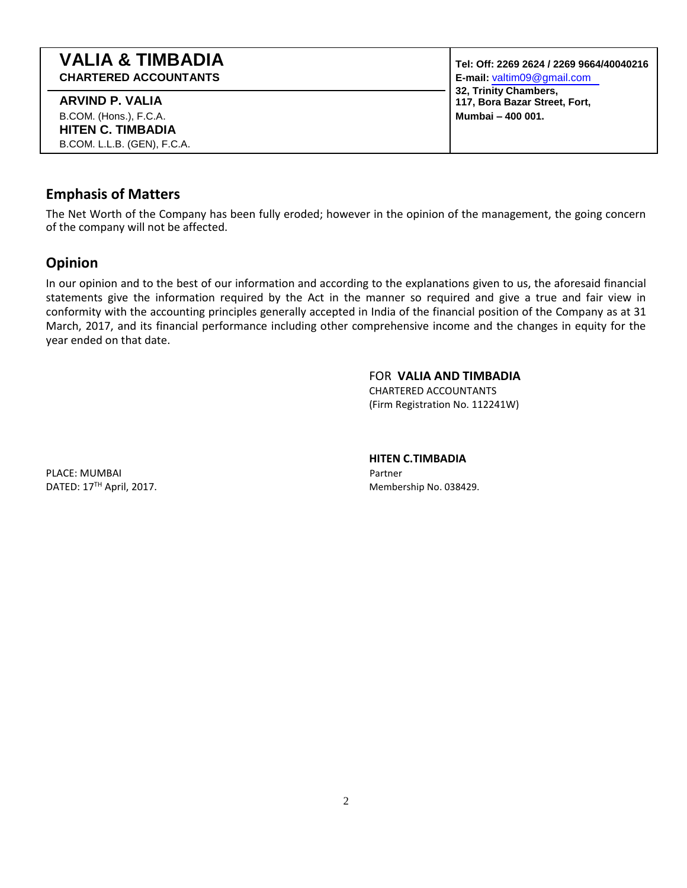**VALIA & TIMBADIA**
**CHARTERED ACCOUNTANTS**

**ARVIND P. VALIA**
B.COM. (Hons.), F.C.A.
**HITEN C. TIMBADIA**
B.COM. L.L.B. (GEN), F.C.A.

**Tel: Off: 2269 2624 / 2269 9664/40040216**
**E-mail:** valtim09@gmail.com
**32, Trinity Chambers,**
**117, Bora Bazar Street, Fort,**
**Mumbai – 400 001.**

## Emphasis of Matters

The Net Worth of the Company has been fully eroded; however in the opinion of the management, the going concern of the company will not be affected.

## Opinion

In our opinion and to the best of our information and according to the explanations given to us, the aforesaid financial statements give the information required by the Act in the manner so required and give a true and fair view in conformity with the accounting principles generally accepted in India of the financial position of the Company as at 31 March, 2017, and its financial performance including other comprehensive income and the changes in equity for the year ended on that date.

FOR **VALIA AND TIMBADIA**
CHARTERED ACCOUNTANTS
(Firm Registration No. 112241W)

**HITEN C.TIMBADIA**
Partner
Membership No. 038429.

PLACE: MUMBAI
DATED: 17TH April, 2017.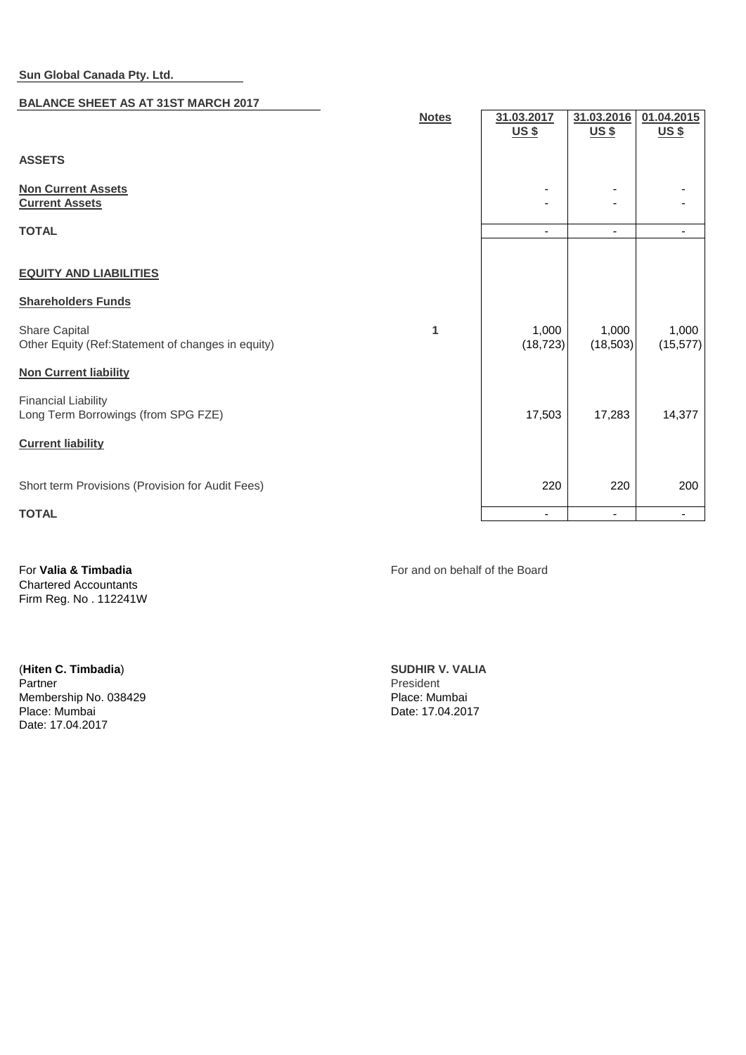**Sun Global Canada Pty. Ltd.**

**BALANCE SHEET AS AT 31ST MARCH 2017**

| | Notes | 31.03.2017 US $ | 31.03.2016 US $ | 01.04.2015 US $ |
|---|---|---|---|---|
| **ASSETS** | | | | |
| **Non Current Assets** | | - | - | - |
| **Current Assets** | | - | - | - |
| **TOTAL** | | - | - | - |
| **EQUITY AND LIABILITIES** | | | | |
| **Shareholders Funds** | | | | |
| Share Capital | 1 | 1,000 | 1,000 | 1,000 |
| Other Equity (Ref:Statement of changes in equity) | | (18,723) | (18,503) | (15,577) |
| **Non Current liability** | | | | |
| Financial Liability | | | | |
| Long Term Borrowings (from SPG FZE) | | 17,503 | 17,283 | 14,377 |
| **Current liability** | | | | |
| Short term Provisions (Provision for Audit Fees) | | 220 | 220 | 200 |
| **TOTAL** | | - | - | - |

For **Valia & Timbadia**
Chartered Accountants
Firm Reg. No . 112241W

(**Hiten C. Timbadia**)
Partner
Membership No. 038429
Place: Mumbai
Date: 17.04.2017

For and on behalf of the Board

**SUDHIR V. VALIA**
President
Place: Mumbai
Date: 17.04.2017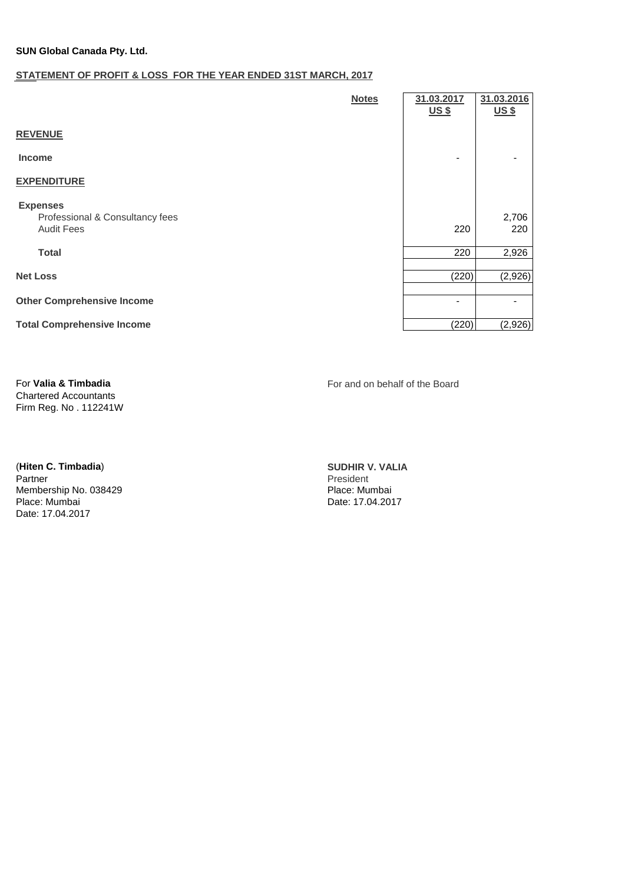**SUN Global Canada Pty. Ltd.**

**STATEMENT OF PROFIT & LOSS FOR THE YEAR ENDED 31ST MARCH, 2017**

| | Notes | 31.03.2017 US $ | 31.03.2016 US $ |
|---|---|---|---|
| **REVENUE** | | | |
| **Income** | | - | - |
| **EXPENDITURE** | | | |
| **Expenses** | | | |
| Professional & Consultancy fees | | | 2,706 |
| Audit Fees | | 220 | 220 |
| **Total** | | 220 | 2,926 |
| **Net Loss** | | (220) | (2,926) |
| **Other Comprehensive Income** | | - | - |
| **Total Comprehensive Income** | | (220) | (2,926) |

For **Valia & Timbadia**
Chartered Accountants
Firm Reg. No . 112241W

(**Hiten C. Timbadia**)
Partner
Membership No. 038429
Place: Mumbai
Date: 17.04.2017

For and on behalf of the Board

**SUDHIR V. VALIA**
President
Place: Mumbai
Date: 17.04.2017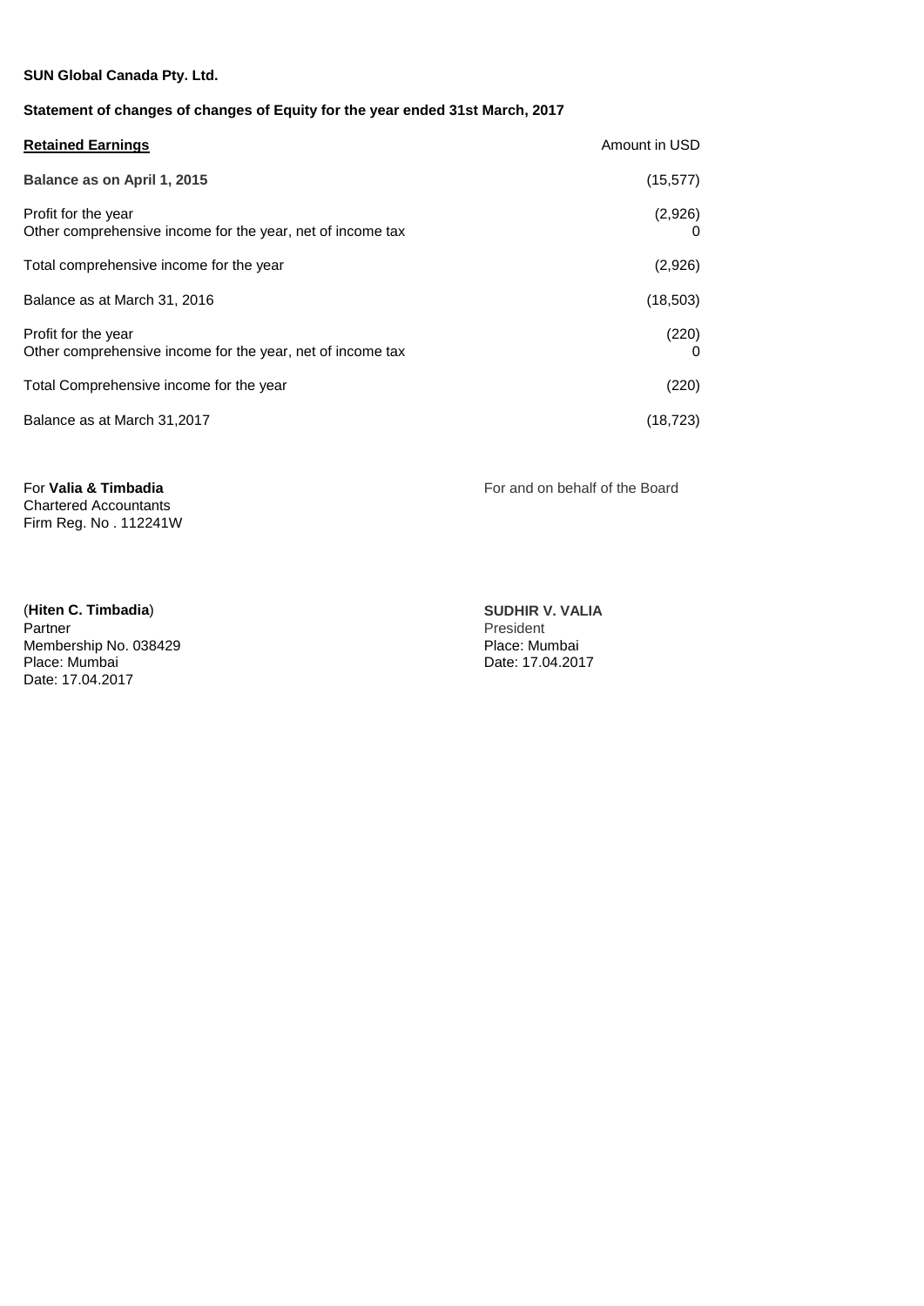**SUN Global Canada Pty. Ltd.**

**Statement of changes of changes of Equity for the year ended 31st March, 2017**

| **Retained Earnings** | Amount in USD |
|---|---|
| **Balance as on April 1, 2015** | (15,577) |
| Profit for the year | (2,926) |
| Other comprehensive income for the year, net of income tax | 0 |
| Total comprehensive income for the year | (2,926) |
| Balance as at March 31, 2016 | (18,503) |
| Profit for the year | (220) |
| Other comprehensive income for the year, net of income tax | 0 |
| Total Comprehensive income for the year | (220) |
| Balance as at March 31,2017 | (18,723) |

For **Valia & Timbadia**
Chartered Accountants
Firm Reg. No . 112241W

For and on behalf of the Board

(**Hiten C. Timbadia**)
Partner
Membership No. 038429
Place: Mumbai
Date: 17.04.2017

**SUDHIR V. VALIA**
President
Place: Mumbai
Date: 17.04.2017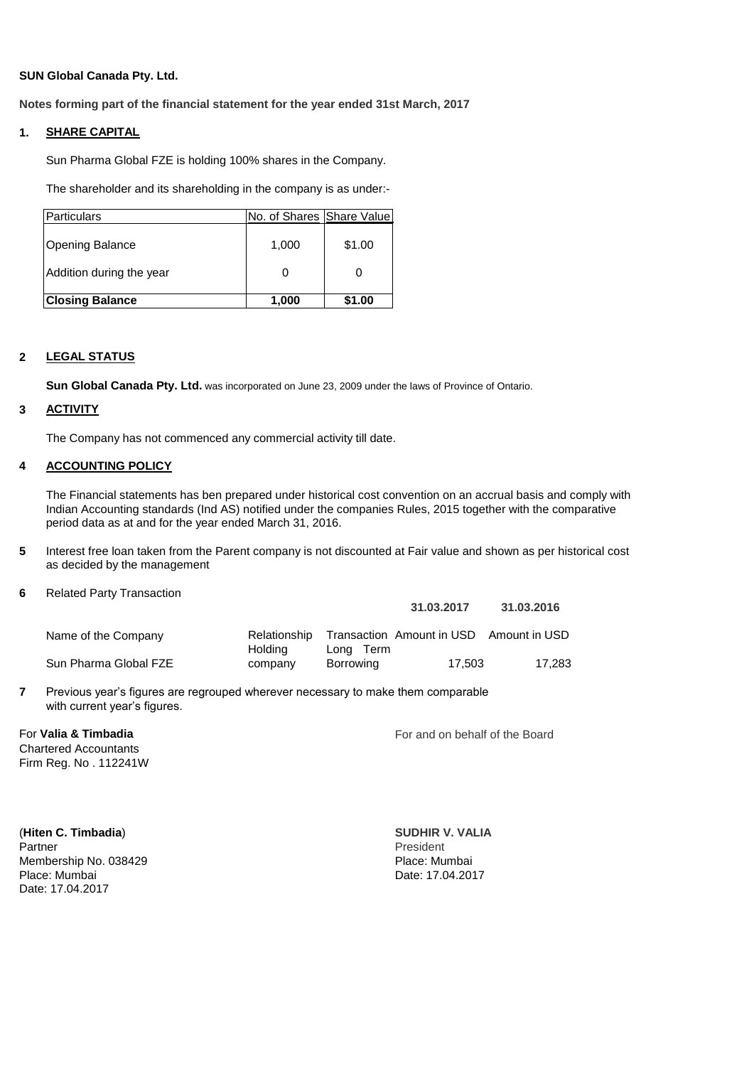**SUN Global Canada Pty. Ltd.**

**Notes forming part of the financial statement for the year ended 31st March, 2017**

## 1. SHARE CAPITAL

Sun Pharma Global FZE is holding 100% shares in the Company.

The shareholder and its shareholding in the company is as under:-

| Particulars | No. of Shares | Share Value |
|---|---|---|
| Opening Balance | 1,000 | $1.00 |
| Addition during the year | 0 | 0 |
| **Closing Balance** | **1,000** | **$1.00** |

## 2 LEGAL STATUS

**Sun Global Canada Pty. Ltd.** was incorporated on June 23, 2009 under the laws of Province of Ontario.

## 3 ACTIVITY

The Company has not commenced any commercial activity till date.

## 4 ACCOUNTING POLICY

The Financial statements has ben prepared under historical cost convention on an accrual basis and comply with Indian Accounting standards (Ind AS) notified under the companies Rules, 2015 together with the comparative period data as at and for the year ended March 31, 2016.

**5** Interest free loan taken from the Parent company is not discounted at Fair value and shown as per historical cost as decided by the management

**6** Related Party Transaction

| | | | **31.03.2017** | **31.03.2016** |
|---|---|---|---|---|
| Name of the Company | Relationship | Transaction | Amount in USD | Amount in USD |
| Sun Pharma Global FZE | Holding company | Long Term Borrowing | 17,503 | 17,283 |

**7** Previous year's figures are regrouped wherever necessary to make them comparable with current year's figures.

For **Valia & Timbadia**
Chartered Accountants
Firm Reg. No . 112241W

(**Hiten C. Timbadia**)
Partner
Membership No. 038429
Place: Mumbai
Date: 17.04.2017

For and on behalf of the Board

**SUDHIR V. VALIA**
President
Place: Mumbai
Date: 17.04.2017